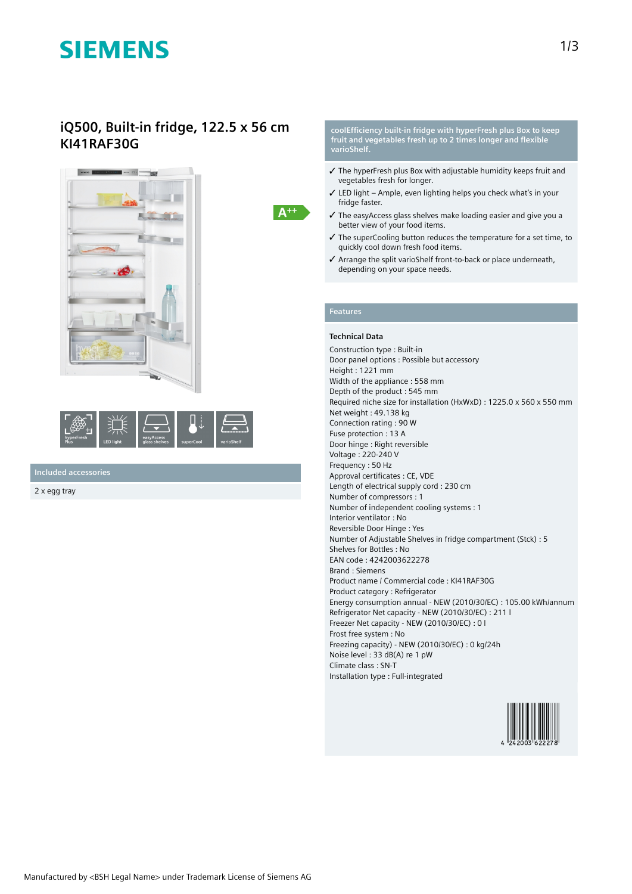# SIEMENS

## iQ500, Built-in fridge, 122.5 x 56 cm
## KI41RAF30G

A++

hyperFresh Plus | LED light | easyAccess glass shelves | superCool | varioShelf

### Included accessories

2 x egg tray

### coolEfficiency built-in fridge with hyperFresh plus Box to keep fruit and vegetables fresh up to 2 times longer and flexible varioShelf.

- ✓ The hyperFresh plus Box with adjustable humidity keeps fruit and vegetables fresh for longer.
- ✓ LED light – Ample, even lighting helps you check what's in your fridge faster.
- ✓ The easyAccess glass shelves make loading easier and give you a better view of your food items.
- ✓ The superCooling button reduces the temperature for a set time, to quickly cool down fresh food items.
- ✓ Arrange the split varioShelf front-to-back or place underneath, depending on your space needs.

### Features

**Technical Data**

Construction type : Built-in
Door panel options : Possible but accessory
Height : 1221 mm
Width of the appliance : 558 mm
Depth of the product : 545 mm
Required niche size for installation (HxWxD) : 1225.0 x 560 x 550 mm
Net weight : 49.138 kg
Connection rating : 90 W
Fuse protection : 13 A
Door hinge : Right reversible
Voltage : 220-240 V
Frequency : 50 Hz
Approval certificates : CE, VDE
Length of electrical supply cord : 230 cm
Number of compressors : 1
Number of independent cooling systems : 1
Interior ventilator : No
Reversible Door Hinge : Yes
Number of Adjustable Shelves in fridge compartment (Stck) : 5
Shelves for Bottles : No
EAN code : 4242003622278
Brand : Siemens
Product name / Commercial code : KI41RAF30G
Product category : Refrigerator
Energy consumption annual - NEW (2010/30/EC) : 105.00 kWh/annum
Refrigerator Net capacity - NEW (2010/30/EC) : 211 l
Freezer Net capacity - NEW (2010/30/EC) : 0 l
Frost free system : No
Freezing capacity) - NEW (2010/30/EC) : 0 kg/24h
Noise level : 33 dB(A) re 1 pW
Climate class : SN-T
Installation type : Full-integrated

4 242003 622278

Manufactured by <BSH Legal Name> under Trademark License of Siemens AG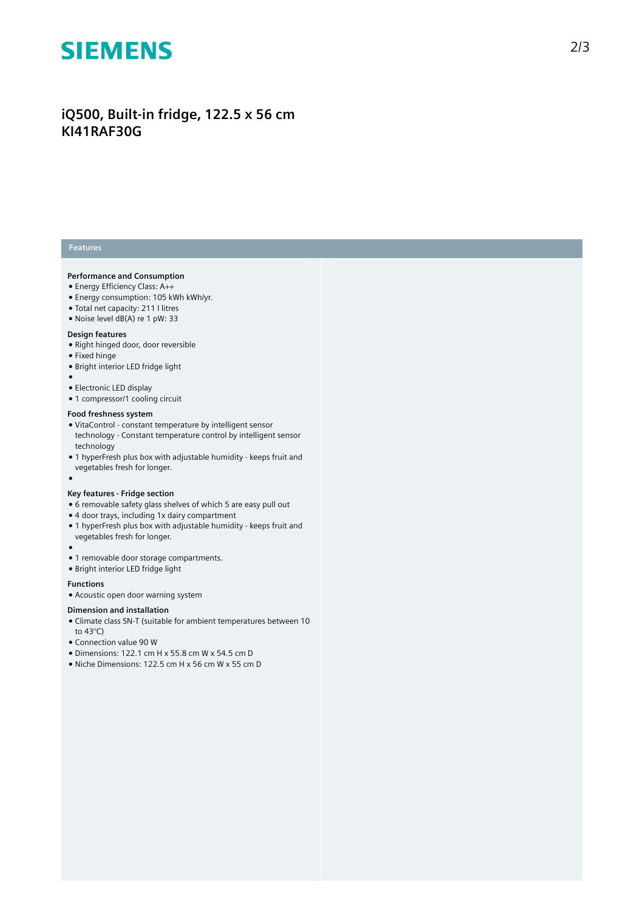# iQ500, Built-in fridge, 122.5 x 56 cm
# KI41RAF30G

## Features

### Performance and Consumption
- Energy Efficiency Class: A++
- Energy consumption: 105 kWh kWh/yr.
- Total net capacity: 211 l litres
- Noise level dB(A) re 1 pW: 33

### Design features
- Right hinged door, door reversible
- Fixed hinge
- Bright interior LED fridge light
- 
- Electronic LED display
- 1 compressor/1 cooling circuit

### Food freshness system
- VitaControl - constant temperature by intelligent sensor technology - Constant temperature control by intelligent sensor technology
- 1 hyperFresh plus box with adjustable humidity - keeps fruit and vegetables fresh for longer.
- 

### Key features - Fridge section
- 6 removable safety glass shelves of which 5 are easy pull out
- 4 door trays, including 1x dairy compartment
- 1 hyperFresh plus box with adjustable humidity - keeps fruit and vegetables fresh for longer.
- 
- 1 removable door storage compartments.
- Bright interior LED fridge light

### Functions
- Acoustic open door warning system

### Dimension and installation
- Climate class SN-T (suitable for ambient temperatures between 10 to 43°C)
- Connection value 90 W
- Dimensions: 122.1 cm H x 55.8 cm W x 54.5 cm D
- Niche Dimensions: 122.5 cm H x 56 cm W x 55 cm D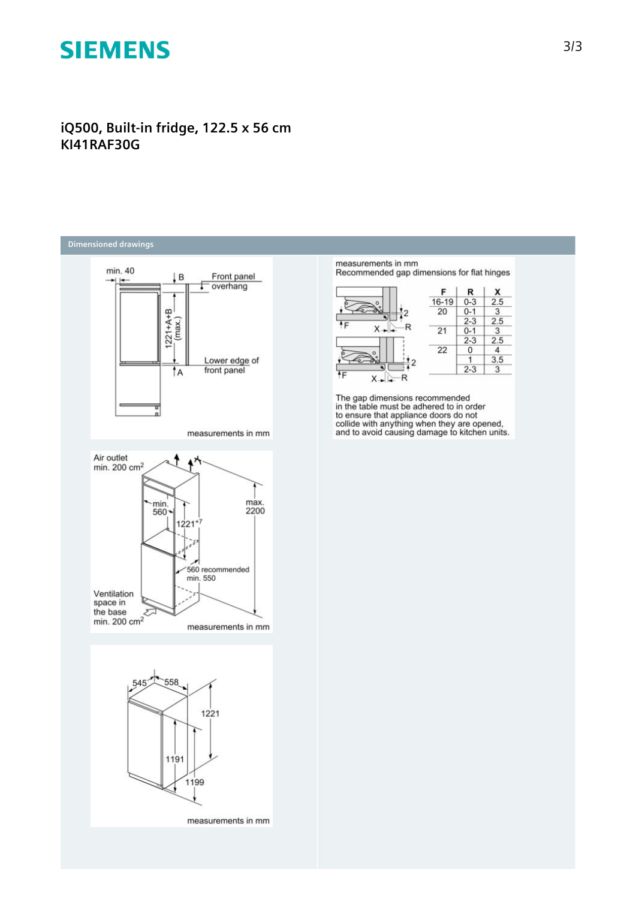# iQ500, Built-in fridge, 122.5 x 56 cm
## KI41RAF30G

### Dimensioned drawings

min. 40

B

Front panel overhang

1221+A+B (max.)

Lower edge of front panel

A

measurements in mm

Air outlet min. 200 cm²

min. 560

1221+7

max. 2200

560 recommended min. 550

Ventilation space in the base min. 200 cm²

measurements in mm

545

558

1221

1191

1199

measurements in mm

measurements in mm

Recommended gap dimensions for flat hinges

| F | R | X |
|---|---|---|
| 16-19 | 0-3 | 2.5 |
| 20 | 0-1 | 3 |
| | 2-3 | 2.5 |
| 21 | 0-1 | 3 |
| | 2-3 | 2.5 |
| 22 | 0 | 4 |
| | 1 | 3.5 |
| | 2-3 | 3 |

The gap dimensions recommended in the table must be adhered to in order to ensure that appliance doors do not collide with anything when they are opened, and to avoid causing damage to kitchen units.